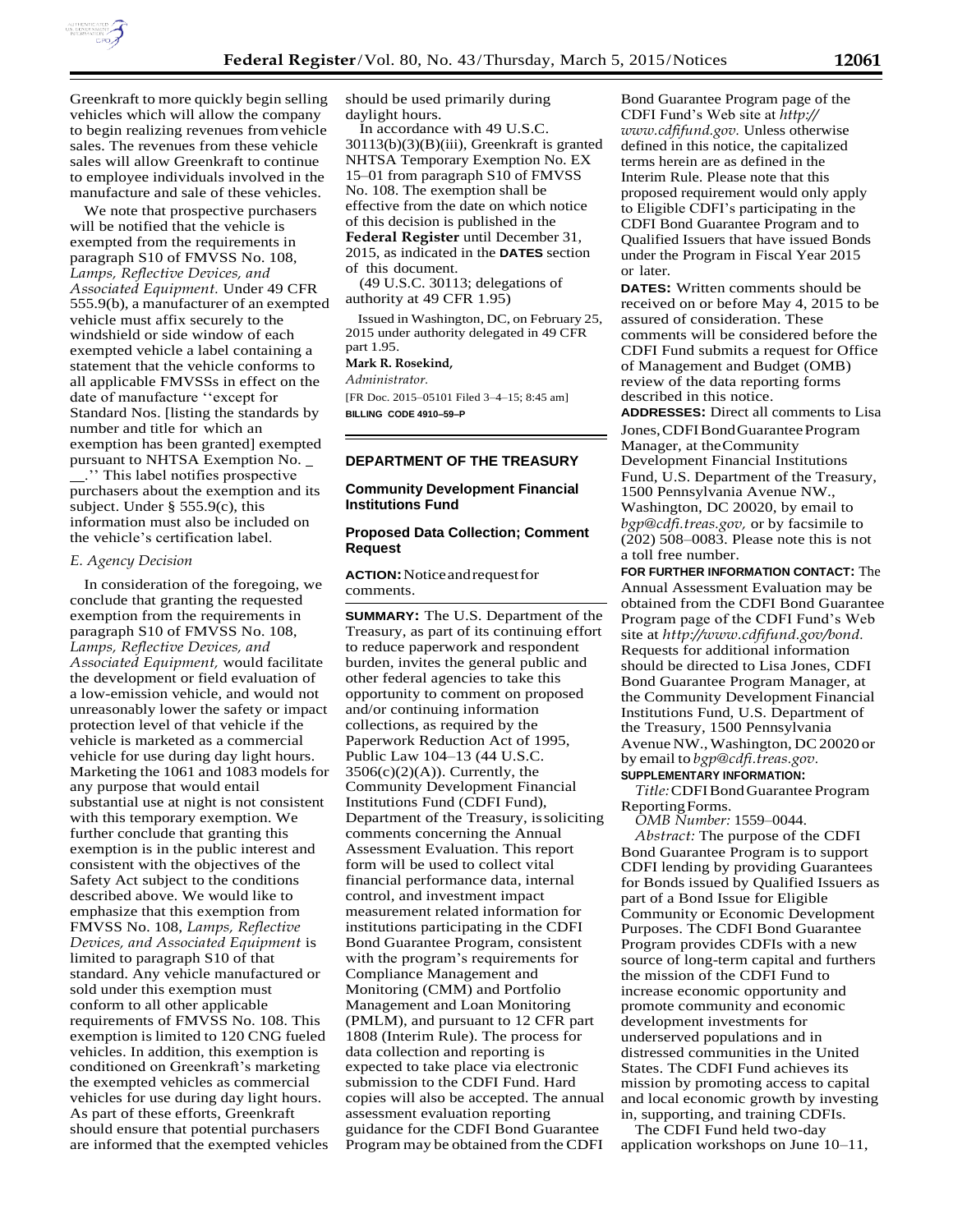Greenkraft to more quickly begin selling vehicles which will allow the company to begin realizing revenues from vehicle sales. The revenues from these vehicle sales will allow Greenkraft to continue to employee individuals involved in the manufacture and sale of these vehicles.

We note that prospective purchasers will be notified that the vehicle is exempted from the requirements in paragraph S10 of FMVSS No. 108, *Lamps, Reflective Devices, and Associated Equipment.* Under 49 CFR 555.9(b), a manufacturer of an exempted vehicle must affix securely to the windshield or side window of each exempted vehicle a label containing a statement that the vehicle conforms to all applicable FMVSSs in effect on the date of manufacture ''except for Standard Nos. [listing the standards by number and title for which an exemption has been granted] exempted pursuant to NHTSA Exemption No. __ __.'' This label notifies prospective purchasers about the exemption and its subject. Under § 555.9(c), this information must also be included on the vehicle's certification label.

*E. Agency Decision*

In consideration of the foregoing, we conclude that granting the requested exemption from the requirements in paragraph S10 of FMVSS No. 108, *Lamps, Reflective Devices, and Associated Equipment,* would facilitate the development or field evaluation of a low-emission vehicle, and would not unreasonably lower the safety or impact protection level of that vehicle if the vehicle is marketed as a commercial vehicle for use during day light hours. Marketing the 1061 and 1083 models for any purpose that would entail substantial use at night is not consistent with this temporary exemption. We further conclude that granting this exemption is in the public interest and consistent with the objectives of the Safety Act subject to the conditions described above. We would like to emphasize that this exemption from FMVSS No. 108, *Lamps, Reflective Devices, and Associated Equipment* is limited to paragraph S10 of that standard. Any vehicle manufactured or sold under this exemption must conform to all other applicable requirements of FMVSS No. 108. This exemption is limited to 120 CNG fueled vehicles. In addition, this exemption is conditioned on Greenkraft's marketing the exempted vehicles as commercial vehicles for use during day light hours. As part of these efforts, Greenkraft should ensure that potential purchasers are informed that the exempted vehicles should be used primarily during daylight hours.

In accordance with 49 U.S.C. 30113(b)(3)(B)(iii), Greenkraft is granted NHTSA Temporary Exemption No. EX 15–01 from paragraph S10 of FMVSS No. 108. The exemption shall be effective from the date on which notice of this decision is published in the **Federal Register** until December 31, 2015, as indicated in the **DATES** section of this document.

(49 U.S.C. 30113; delegations of authority at 49 CFR 1.95)

Issued in Washington, DC, on February 25, 2015 under authority delegated in 49 CFR part 1.95.

**Mark R. Rosekind,**

*Administrator.*

[FR Doc. 2015–05101 Filed 3–4–15; 8:45 am]

**BILLING CODE 4910–59–P**

## DEPARTMENT OF THE TREASURY

### Community Development Financial Institutions Fund

### Proposed Data Collection; Comment Request

**ACTION:** Notice and request for comments.

**SUMMARY:** The U.S. Department of the Treasury, as part of its continuing effort to reduce paperwork and respondent burden, invites the general public and other federal agencies to take this opportunity to comment on proposed and/or continuing information collections, as required by the Paperwork Reduction Act of 1995, Public Law 104–13 (44 U.S.C. 3506(c)(2)(A)). Currently, the Community Development Financial Institutions Fund (CDFI Fund), Department of the Treasury, is soliciting comments concerning the Annual Assessment Evaluation. This report form will be used to collect vital financial performance data, internal control, and investment impact measurement related information for institutions participating in the CDFI Bond Guarantee Program, consistent with the program's requirements for Compliance Management and Monitoring (CMM) and Portfolio Management and Loan Monitoring (PMLM), and pursuant to 12 CFR part 1808 (Interim Rule). The process for data collection and reporting is expected to take place via electronic submission to the CDFI Fund. Hard copies will also be accepted. The annual assessment evaluation reporting guidance for the CDFI Bond Guarantee Program may be obtained from the CDFI Bond Guarantee Program page of the CDFI Fund's Web site at *http://www.cdfifund.gov.* Unless otherwise defined in this notice, the capitalized terms herein are as defined in the Interim Rule. Please note that this proposed requirement would only apply to Eligible CDFI's participating in the CDFI Bond Guarantee Program and to Qualified Issuers that have issued Bonds under the Program in Fiscal Year 2015 or later.

**DATES:** Written comments should be received on or before May 4, 2015 to be assured of consideration. These comments will be considered before the CDFI Fund submits a request for Office of Management and Budget (OMB) review of the data reporting forms described in this notice.

**ADDRESSES:** Direct all comments to Lisa Jones, CDFI Bond Guarantee Program Manager, at the Community Development Financial Institutions Fund, U.S. Department of the Treasury, 1500 Pennsylvania Avenue NW., Washington, DC 20020, by email to *bgp@cdfi.treas.gov,* or by facsimile to (202) 508–0083. Please note this is not a toll free number.

**FOR FURTHER INFORMATION CONTACT:** The Annual Assessment Evaluation may be obtained from the CDFI Bond Guarantee Program page of the CDFI Fund's Web site at *http://www.cdfifund.gov/bond.* Requests for additional information should be directed to Lisa Jones, CDFI Bond Guarantee Program Manager, at the Community Development Financial Institutions Fund, U.S. Department of the Treasury, 1500 Pennsylvania Avenue NW., Washington, DC 20020 or by email to *bgp@cdfi.treas.gov.*

**SUPPLEMENTARY INFORMATION:**

*Title:* CDFI Bond Guarantee Program Reporting Forms.

*OMB Number:* 1559–0044.

*Abstract:* The purpose of the CDFI Bond Guarantee Program is to support CDFI lending by providing Guarantees for Bonds issued by Qualified Issuers as part of a Bond Issue for Eligible Community or Economic Development Purposes. The CDFI Bond Guarantee Program provides CDFIs with a new source of long-term capital and furthers the mission of the CDFI Fund to increase economic opportunity and promote community and economic development investments for underserved populations and in distressed communities in the United States. The CDFI Fund achieves its mission by promoting access to capital and local economic growth by investing in, supporting, and training CDFIs.

The CDFI Fund held two-day application workshops on June 10–11,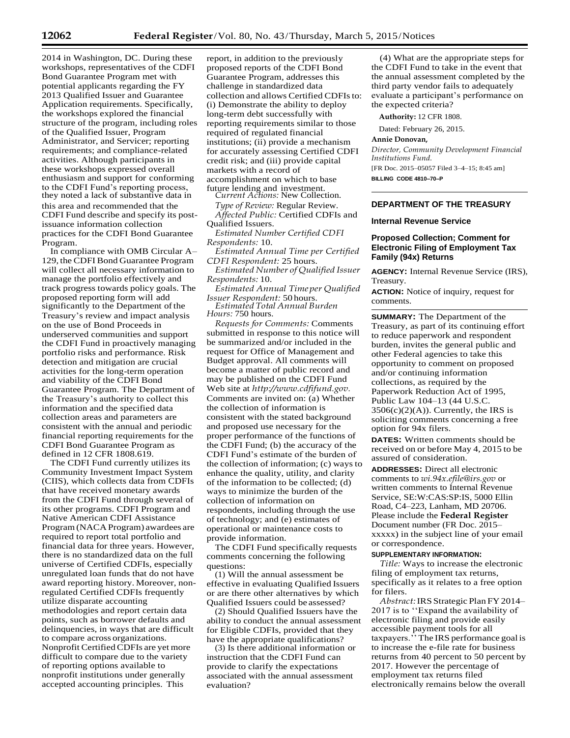2014 in Washington, DC. During these workshops, representatives of the CDFI Bond Guarantee Program met with potential applicants regarding the FY 2013 Qualified Issuer and Guarantee Application requirements. Specifically, the workshops explored the financial structure of the program, including roles of the Qualified Issuer, Program Administrator, and Servicer; reporting requirements; and compliance-related activities. Although participants in these workshops expressed overall enthusiasm and support for conforming to the CDFI Fund's reporting process, they noted a lack of substantive data in this area and recommended that the CDFI Fund describe and specify its post-issuance information collection practices for the CDFI Bond Guarantee Program.

In compliance with OMB Circular A–129, the CDFI Bond Guarantee Program will collect all necessary information to manage the portfolio effectively and track progress towards policy goals. The proposed reporting form will add significantly to the Department of the Treasury's review and impact analysis on the use of Bond Proceeds in underserved communities and support the CDFI Fund in proactively managing portfolio risks and performance. Risk detection and mitigation are crucial activities for the long-term operation and viability of the CDFI Bond Guarantee Program. The Department of the Treasury's authority to collect this information and the specified data collection areas and parameters are consistent with the annual and periodic financial reporting requirements for the CDFI Bond Guarantee Program as defined in 12 CFR 1808.619.

The CDFI Fund currently utilizes its Community Investment Impact System (CIIS), which collects data from CDFIs that have received monetary awards from the CDFI Fund through several of its other programs. CDFI Program and Native American CDFI Assistance Program (NACA Program) awardees are required to report total portfolio and financial data for three years. However, there is no standardized data on the full universe of Certified CDFIs, especially unregulated loan funds that do not have award reporting history. Moreover, non-regulated Certified CDFIs frequently utilize disparate accounting methodologies and report certain data points, such as borrower defaults and delinquencies, in ways that are difficult to compare across organizations. Nonprofit Certified CDFIs are yet more difficult to compare due to the variety of reporting options available to nonprofit institutions under generally accepted accounting principles. This report, in addition to the previously proposed reports of the CDFI Bond Guarantee Program, addresses this challenge in standardized data collection and allows Certified CDFIs to: (i) Demonstrate the ability to deploy long-term debt successfully with reporting requirements similar to those required of regulated financial institutions; (ii) provide a mechanism for accurately assessing Certified CDFI credit risk; and (iii) provide capital markets with a record of accomplishment on which to base future lending and investment.

*Current Actions:* New Collection.

*Type of Review:* Regular Review.

*Affected Public:* Certified CDFIs and Qualified Issuers.

*Estimated Number Certified CDFI Respondents:* 10.

*Estimated Annual Time per Certified CDFI Respondent:* 25 hours.

*Estimated Number of Qualified Issuer Respondents:* 10.

*Estimated Annual Time per Qualified Issuer Respondent:* 50 hours.

*Estimated Total Annual Burden Hours:* 750 hours.

*Requests for Comments:* Comments submitted in response to this notice will be summarized and/or included in the request for Office of Management and Budget approval. All comments will become a matter of public record and may be published on the CDFI Fund Web site at *http://www.cdfifund.gov.* Comments are invited on: (a) Whether the collection of information is consistent with the stated background and proposed use necessary for the proper performance of the functions of the CDFI Fund; (b) the accuracy of the CDFI Fund's estimate of the burden of the collection of information; (c) ways to enhance the quality, utility, and clarity of the information to be collected; (d) ways to minimize the burden of the collection of information on respondents, including through the use of technology; and (e) estimates of operational or maintenance costs to provide information.

The CDFI Fund specifically requests comments concerning the following questions:

(1) Will the annual assessment be effective in evaluating Qualified Issuers or are there other alternatives by which Qualified Issuers could be assessed?

(2) Should Qualified Issuers have the ability to conduct the annual assessment for Eligible CDFIs, provided that they have the appropriate qualifications?

(3) Is there additional information or instruction that the CDFI Fund can provide to clarify the expectations associated with the annual assessment evaluation?

(4) What are the appropriate steps for the CDFI Fund to take in the event that the annual assessment completed by the third party vendor fails to adequately evaluate a participant's performance on the expected criteria?

**Authority:** 12 CFR 1808.

Dated: February 26, 2015.

**Annie Donovan,**

*Director, Community Development Financial Institutions Fund.*

[FR Doc. 2015–05057 Filed 3–4–15; 8:45 am]

**BILLING CODE 4810–70–P**

## DEPARTMENT OF THE TREASURY

### Internal Revenue Service

### Proposed Collection; Comment for Electronic Filing of Employment Tax Family (94x) Returns

**AGENCY:** Internal Revenue Service (IRS), Treasury.

**ACTION:** Notice of inquiry, request for comments.

**SUMMARY:** The Department of the Treasury, as part of its continuing effort to reduce paperwork and respondent burden, invites the general public and other Federal agencies to take this opportunity to comment on proposed and/or continuing information collections, as required by the Paperwork Reduction Act of 1995, Public Law 104–13 (44 U.S.C. 3506(c)(2)(A)). Currently, the IRS is soliciting comments concerning a free option for 94x filers.

**DATES:** Written comments should be received on or before May 4, 2015 to be assured of consideration.

**ADDRESSES:** Direct all electronic comments to *wi.94x.efile@irs.gov* or written comments to Internal Revenue Service, SE:W:CAS:SP:IS, 5000 Ellin Road, C4–223, Lanham, MD 20706. Please include the **Federal Register** Document number (FR Doc. 2015–xxxxx) in the subject line of your email or correspondence.

**SUPPLEMENTARY INFORMATION:**

*Title:* Ways to increase the electronic filing of employment tax returns, specifically as it relates to a free option for filers.

*Abstract:* IRS Strategic Plan FY 2014–2017 is to ''Expand the availability of electronic filing and provide easily accessible payment tools for all taxpayers.'' The IRS performance goal is to increase the e-file rate for business returns from 40 percent to 50 percent by 2017. However the percentage of employment tax returns filed electronically remains below the overall